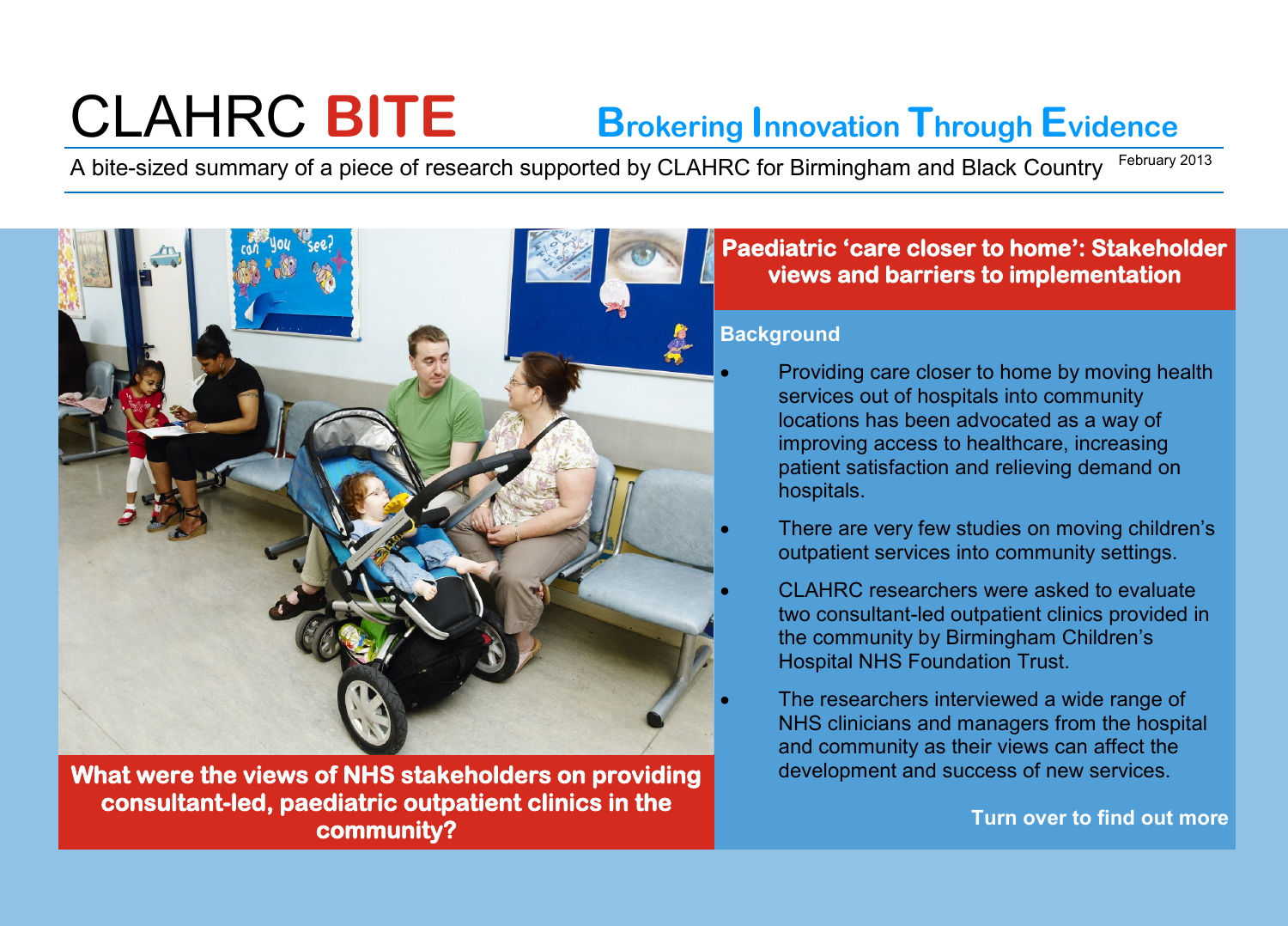# CLAHRC **BITE**

**Brokering Innovation Through Evidence**

A bite-sized summary of a piece of research supported by CLAHRC for Birmingham and Black Country

February 2013

**What were the views of NHS stakeholders on providing consultant-led, paediatric outpatient clinics in the community?**

## Paediatric 'care closer to home': Stakeholder views and barriers to implementation

### Background

- Providing care closer to home by moving health services out of hospitals into community locations has been advocated as a way of improving access to healthcare, increasing patient satisfaction and relieving demand on hospitals.
- There are very few studies on moving children's outpatient services into community settings.
- CLAHRC researchers were asked to evaluate two consultant-led outpatient clinics provided in the community by Birmingham Children's Hospital NHS Foundation Trust.
- The researchers interviewed a wide range of NHS clinicians and managers from the hospital and community as their views can affect the development and success of new services.

**Turn over to find out more**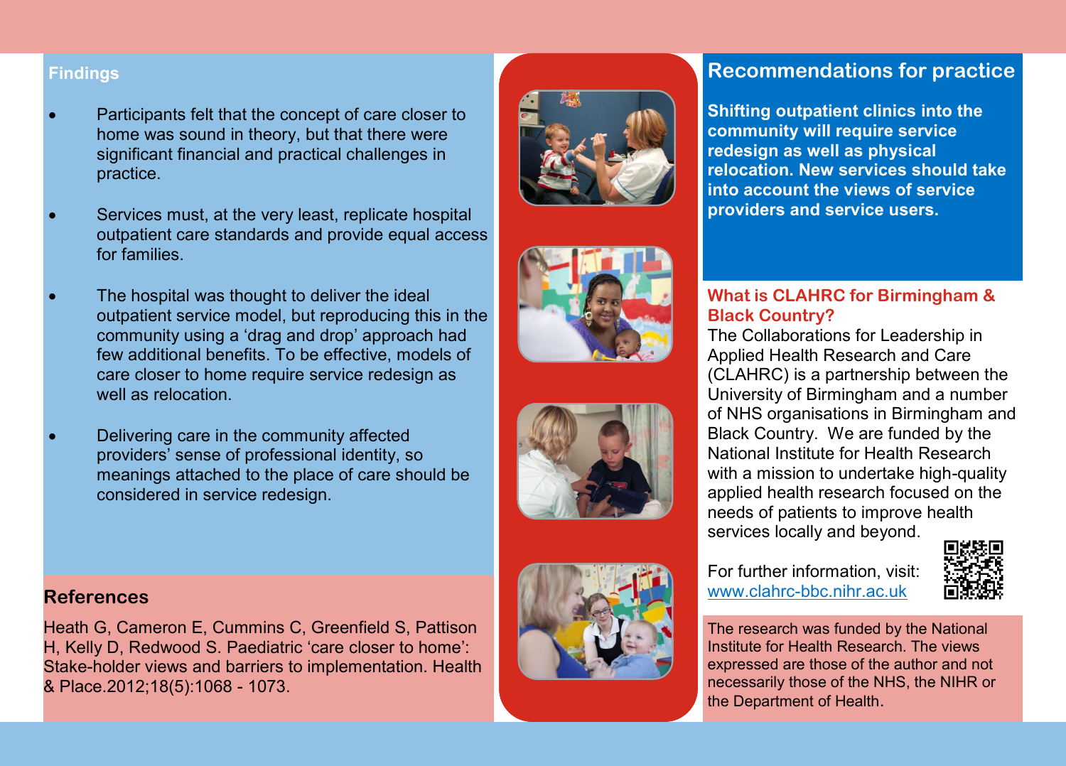## Findings

- Participants felt that the concept of care closer to home was sound in theory, but that there were significant financial and practical challenges in practice.
- Services must, at the very least, replicate hospital outpatient care standards and provide equal access for families.
- The hospital was thought to deliver the ideal outpatient service model, but reproducing this in the community using a 'drag and drop' approach had few additional benefits. To be effective, models of care closer to home require service redesign as well as relocation.
- Delivering care in the community affected providers' sense of professional identity, so meanings attached to the place of care should be considered in service redesign.

## References

Heath G, Cameron E, Cummins C, Greenfield S, Pattison H, Kelly D, Redwood S. Paediatric 'care closer to home': Stake-holder views and barriers to implementation. Health & Place.2012;18(5):1068 - 1073.

## Recommendations for practice

**Shifting outpatient clinics into the community will require service redesign as well as physical relocation. New services should take into account the views of service providers and service users.**

### What is CLAHRC for Birmingham & Black Country?

The Collaborations for Leadership in Applied Health Research and Care (CLAHRC) is a partnership between the University of Birmingham and a number of NHS organisations in Birmingham and Black Country. We are funded by the National Institute for Health Research with a mission to undertake high-quality applied health research focused on the needs of patients to improve health services locally and beyond.

For further information, visit: www.clahrc-bbc.nihr.ac.uk

The research was funded by the National Institute for Health Research. The views expressed are those of the author and not necessarily those of the NHS, the NIHR or the Department of Health.